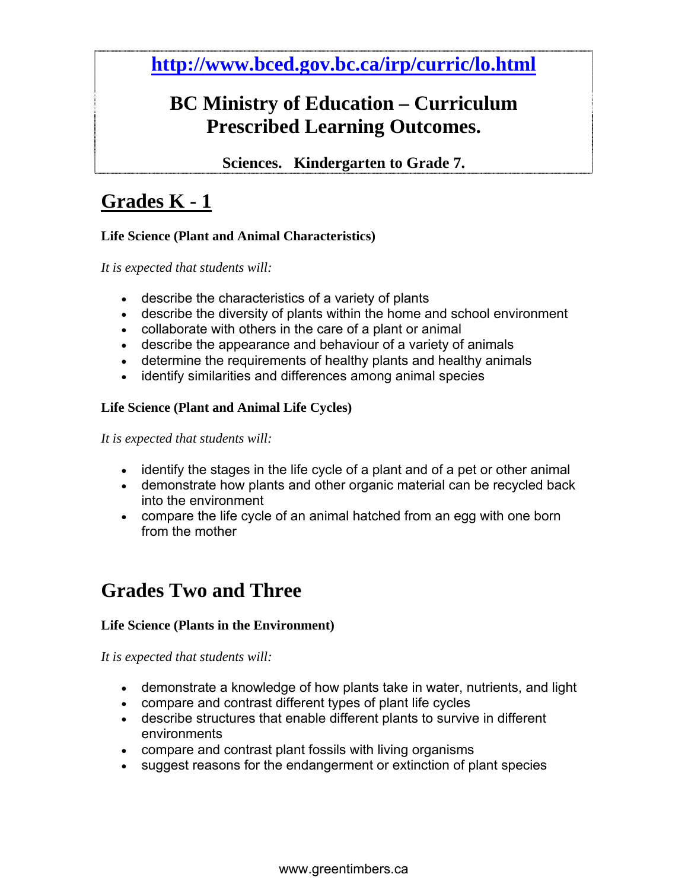**http://www.bced.gov.bc.ca/irp/curric/lo.html**

# BC Ministry of Education – Curriculum Prescribed Learning Outcomes.

**Sciences. Kindergarten to Grade 7.**

## Grades K - 1

**Life Science (Plant and Animal Characteristics)**

*It is expected that students will:*

- describe the characteristics of a variety of plants
- describe the diversity of plants within the home and school environment
- collaborate with others in the care of a plant or animal
- describe the appearance and behaviour of a variety of animals
- determine the requirements of healthy plants and healthy animals
- identify similarities and differences among animal species

**Life Science (Plant and Animal Life Cycles)**

*It is expected that students will:*

- identify the stages in the life cycle of a plant and of a pet or other animal
- demonstrate how plants and other organic material can be recycled back into the environment
- compare the life cycle of an animal hatched from an egg with one born from the mother

## Grades Two and Three

**Life Science (Plants in the Environment)**

*It is expected that students will:*

- demonstrate a knowledge of how plants take in water, nutrients, and light
- compare and contrast different types of plant life cycles
- describe structures that enable different plants to survive in different environments
- compare and contrast plant fossils with living organisms
- suggest reasons for the endangerment or extinction of plant species

www.greentimbers.ca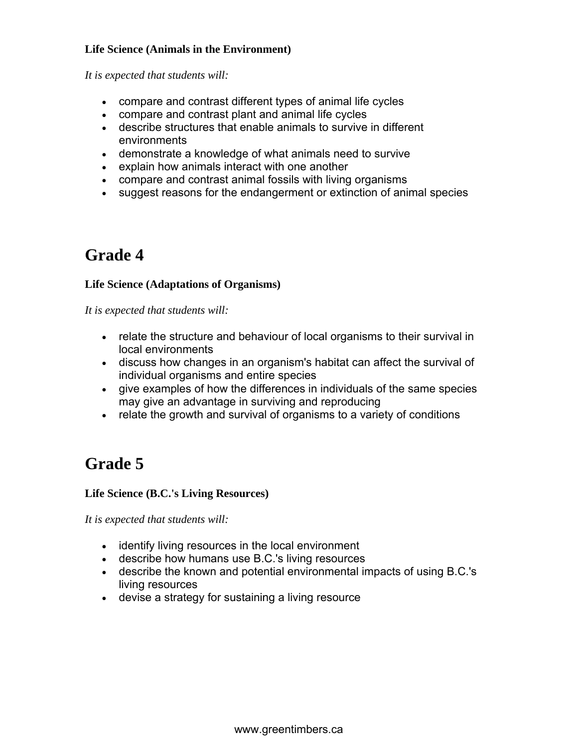**Life Science (Animals in the Environment)**

*It is expected that students will:*

- compare and contrast different types of animal life cycles
- compare and contrast plant and animal life cycles
- describe structures that enable animals to survive in different environments
- demonstrate a knowledge of what animals need to survive
- explain how animals interact with one another
- compare and contrast animal fossils with living organisms
- suggest reasons for the endangerment or extinction of animal species

# Grade 4

**Life Science (Adaptations of Organisms)**

*It is expected that students will:*

- relate the structure and behaviour of local organisms to their survival in local environments
- discuss how changes in an organism's habitat can affect the survival of individual organisms and entire species
- give examples of how the differences in individuals of the same species may give an advantage in surviving and reproducing
- relate the growth and survival of organisms to a variety of conditions

# Grade 5

**Life Science (B.C.'s Living Resources)**

*It is expected that students will:*

- identify living resources in the local environment
- describe how humans use B.C.'s living resources
- describe the known and potential environmental impacts of using B.C.'s living resources
- devise a strategy for sustaining a living resource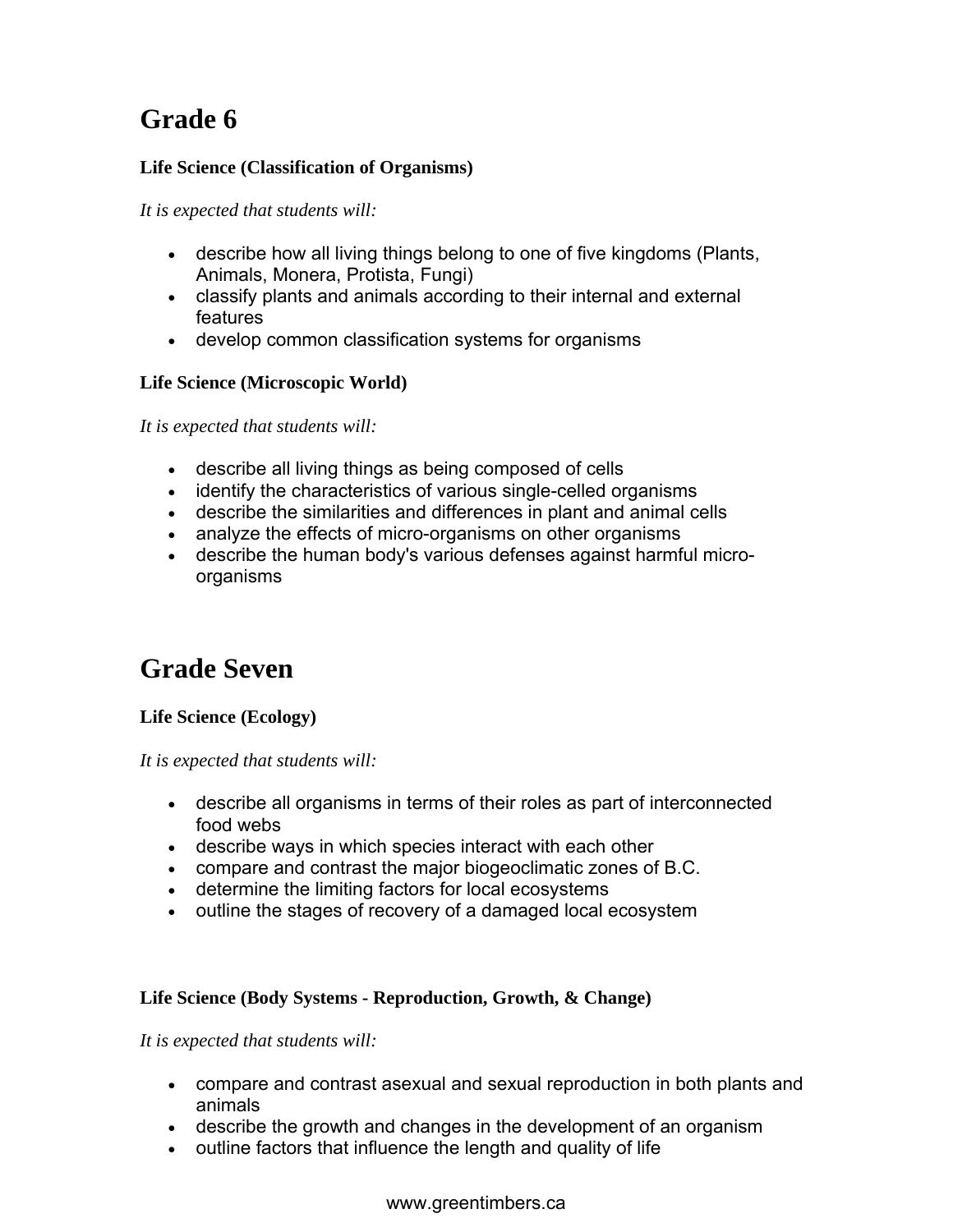# Grade 6

**Life Science (Classification of Organisms)**

*It is expected that students will:*

- describe how all living things belong to one of five kingdoms (Plants, Animals, Monera, Protista, Fungi)
- classify plants and animals according to their internal and external features
- develop common classification systems for organisms

**Life Science (Microscopic World)**

*It is expected that students will:*

- describe all living things as being composed of cells
- identify the characteristics of various single-celled organisms
- describe the similarities and differences in plant and animal cells
- analyze the effects of micro-organisms on other organisms
- describe the human body's various defenses against harmful micro-organisms

# Grade Seven

**Life Science (Ecology)**

*It is expected that students will:*

- describe all organisms in terms of their roles as part of interconnected food webs
- describe ways in which species interact with each other
- compare and contrast the major biogeoclimatic zones of B.C.
- determine the limiting factors for local ecosystems
- outline the stages of recovery of a damaged local ecosystem

**Life Science (Body Systems - Reproduction, Growth, & Change)**

*It is expected that students will:*

- compare and contrast asexual and sexual reproduction in both plants and animals
- describe the growth and changes in the development of an organism
- outline factors that influence the length and quality of life